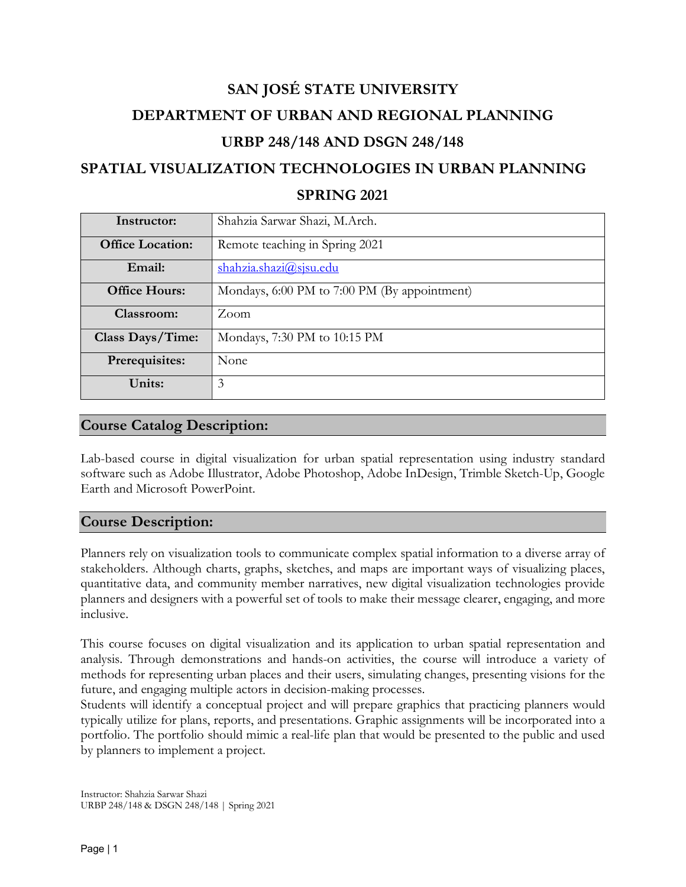# SAN JOSÉ STATE UNIVERSITY

# DEPARTMENT OF URBAN AND REGIONAL PLANNING

# URBP 248/148 AND DSGN 248/148

# SPATIAL VISUALIZATION TECHNOLOGIES IN URBAN PLANNING

# SPRING 2021

| | |
|---|---|
| **Instructor:** | Shahzia Sarwar Shazi, M.Arch. |
| **Office Location:** | Remote teaching in Spring 2021 |
| **Email:** | shahzia.shazi@sjsu.edu |
| **Office Hours:** | Mondays, 6:00 PM to 7:00 PM (By appointment) |
| **Classroom:** | Zoom |
| **Class Days/Time:** | Mondays, 7:30 PM to 10:15 PM |
| **Prerequisites:** | None |
| **Units:** | 3 |

## Course Catalog Description:

Lab-based course in digital visualization for urban spatial representation using industry standard software such as Adobe Illustrator, Adobe Photoshop, Adobe InDesign, Trimble Sketch-Up, Google Earth and Microsoft PowerPoint.

## Course Description:

Planners rely on visualization tools to communicate complex spatial information to a diverse array of stakeholders. Although charts, graphs, sketches, and maps are important ways of visualizing places, quantitative data, and community member narratives, new digital visualization technologies provide planners and designers with a powerful set of tools to make their message clearer, engaging, and more inclusive.

This course focuses on digital visualization and its application to urban spatial representation and analysis. Through demonstrations and hands-on activities, the course will introduce a variety of methods for representing urban places and their users, simulating changes, presenting visions for the future, and engaging multiple actors in decision-making processes.
Students will identify a conceptual project and will prepare graphics that practicing planners would typically utilize for plans, reports, and presentations. Graphic assignments will be incorporated into a portfolio. The portfolio should mimic a real-life plan that would be presented to the public and used by planners to implement a project.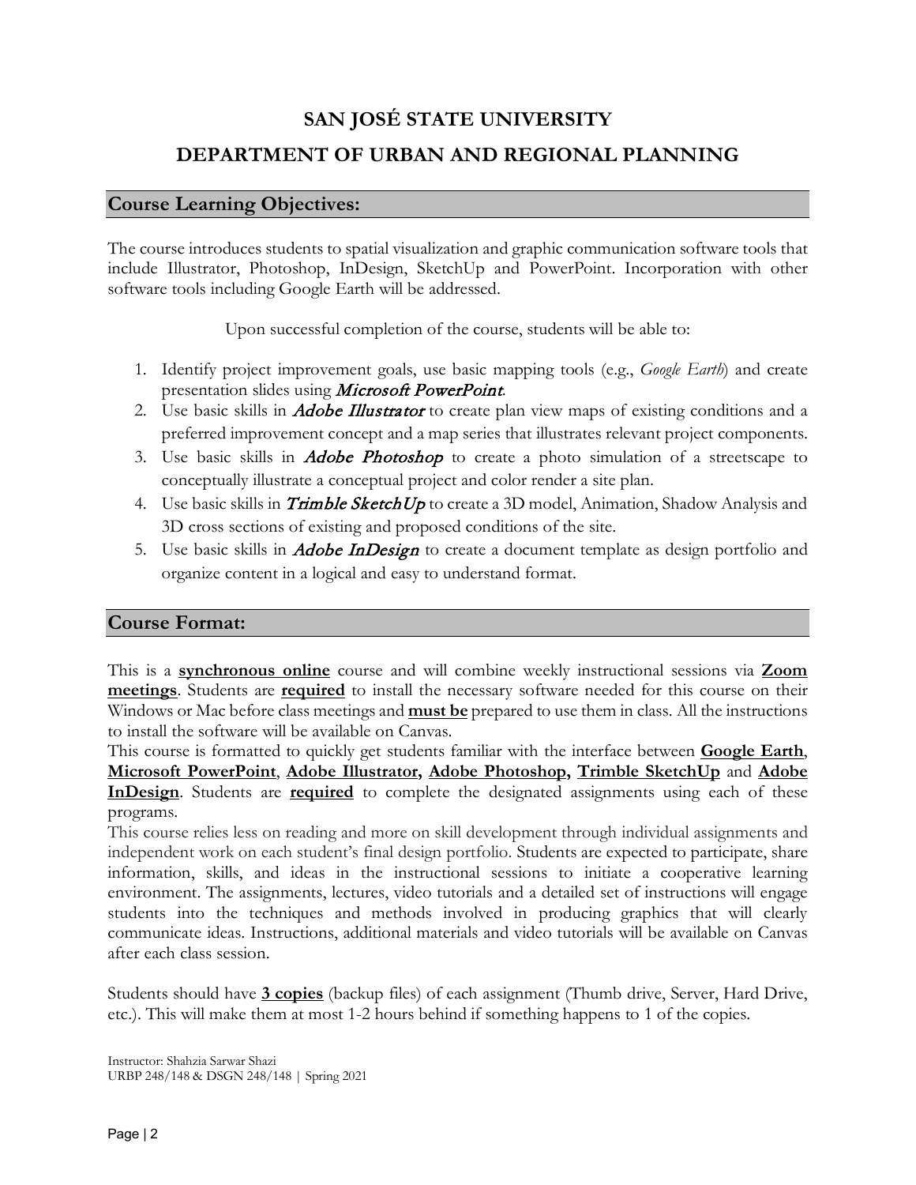# SAN JOSÉ STATE UNIVERSITY

# DEPARTMENT OF URBAN AND REGIONAL PLANNING

## Course Learning Objectives:

The course introduces students to spatial visualization and graphic communication software tools that include Illustrator, Photoshop, InDesign, SketchUp and PowerPoint. Incorporation with other software tools including Google Earth will be addressed.

Upon successful completion of the course, students will be able to:

1. Identify project improvement goals, use basic mapping tools (e.g., *Google Earth*) and create presentation slides using ***Microsoft PowerPoint***.
2. Use basic skills in ***Adobe Illustrator*** to create plan view maps of existing conditions and a preferred improvement concept and a map series that illustrates relevant project components.
3. Use basic skills in ***Adobe Photoshop*** to create a photo simulation of a streetscape to conceptually illustrate a conceptual project and color render a site plan.
4. Use basic skills in ***Trimble SketchUp*** to create a 3D model, Animation, Shadow Analysis and 3D cross sections of existing and proposed conditions of the site.
5. Use basic skills in ***Adobe InDesign*** to create a document template as design portfolio and organize content in a logical and easy to understand format.

## Course Format:

This is a **synchronous online** course and will combine weekly instructional sessions via **Zoom meetings**. Students are **required** to install the necessary software needed for this course on their Windows or Mac before class meetings and **must be** prepared to use them in class. All the instructions to install the software will be available on Canvas.

This course is formatted to quickly get students familiar with the interface between **Google Earth**, **Microsoft PowerPoint**, **Adobe Illustrator, Adobe Photoshop, Trimble SketchUp** and **Adobe InDesign**. Students are **required** to complete the designated assignments using each of these programs.

This course relies less on reading and more on skill development through individual assignments and independent work on each student's final design portfolio. Students are expected to participate, share information, skills, and ideas in the instructional sessions to initiate a cooperative learning environment. The assignments, lectures, video tutorials and a detailed set of instructions will engage students into the techniques and methods involved in producing graphics that will clearly communicate ideas. Instructions, additional materials and video tutorials will be available on Canvas after each class session.

Students should have **3 copies** (backup files) of each assignment (Thumb drive, Server, Hard Drive, etc.). This will make them at most 1-2 hours behind if something happens to 1 of the copies.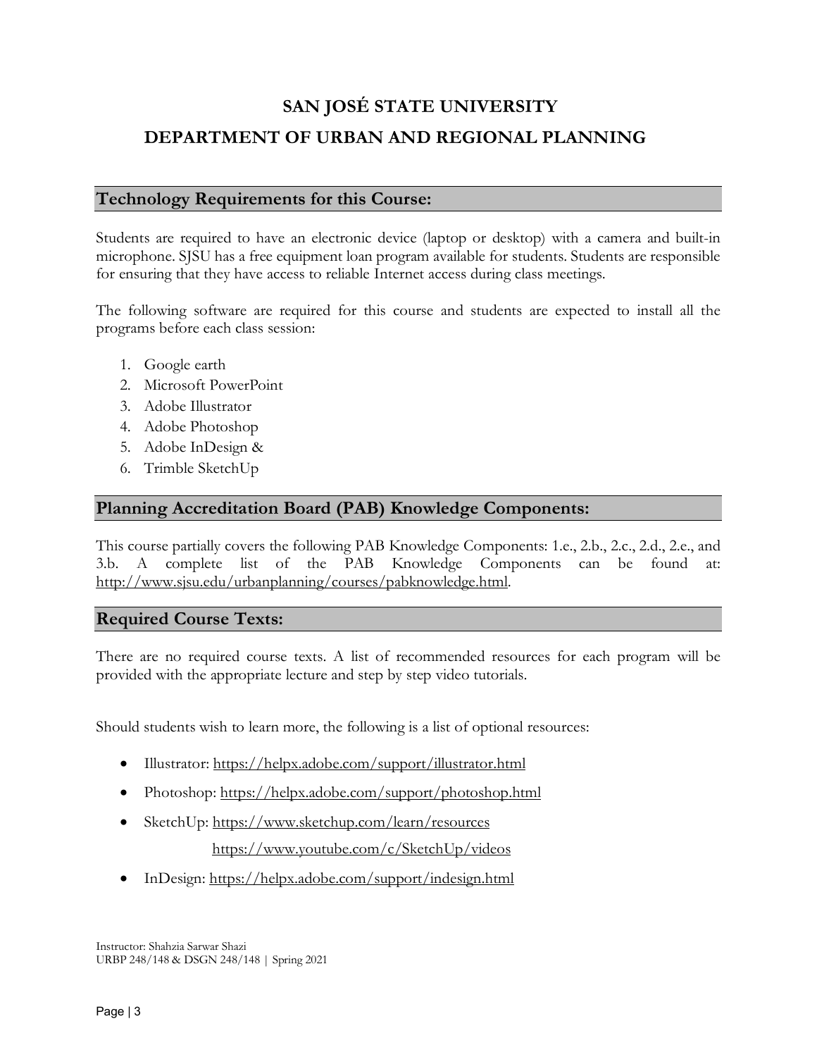# SAN JOSÉ STATE UNIVERSITY

# DEPARTMENT OF URBAN AND REGIONAL PLANNING

## Technology Requirements for this Course:

Students are required to have an electronic device (laptop or desktop) with a camera and built-in microphone. SJSU has a free equipment loan program available for students. Students are responsible for ensuring that they have access to reliable Internet access during class meetings.

The following software are required for this course and students are expected to install all the programs before each class session:

1. Google earth
2. Microsoft PowerPoint
3. Adobe Illustrator
4. Adobe Photoshop
5. Adobe InDesign &
6. Trimble SketchUp

## Planning Accreditation Board (PAB) Knowledge Components:

This course partially covers the following PAB Knowledge Components: 1.e., 2.b., 2.c., 2.d., 2.e., and 3.b. A complete list of the PAB Knowledge Components can be found at: http://www.sjsu.edu/urbanplanning/courses/pabknowledge.html.

## Required Course Texts:

There are no required course texts. A list of recommended resources for each program will be provided with the appropriate lecture and step by step video tutorials.

Should students wish to learn more, the following is a list of optional resources:

- Illustrator: https://helpx.adobe.com/support/illustrator.html
- Photoshop: https://helpx.adobe.com/support/photoshop.html
- SketchUp: https://www.sketchup.com/learn/resources
  https://www.youtube.com/c/SketchUp/videos
- InDesign: https://helpx.adobe.com/support/indesign.html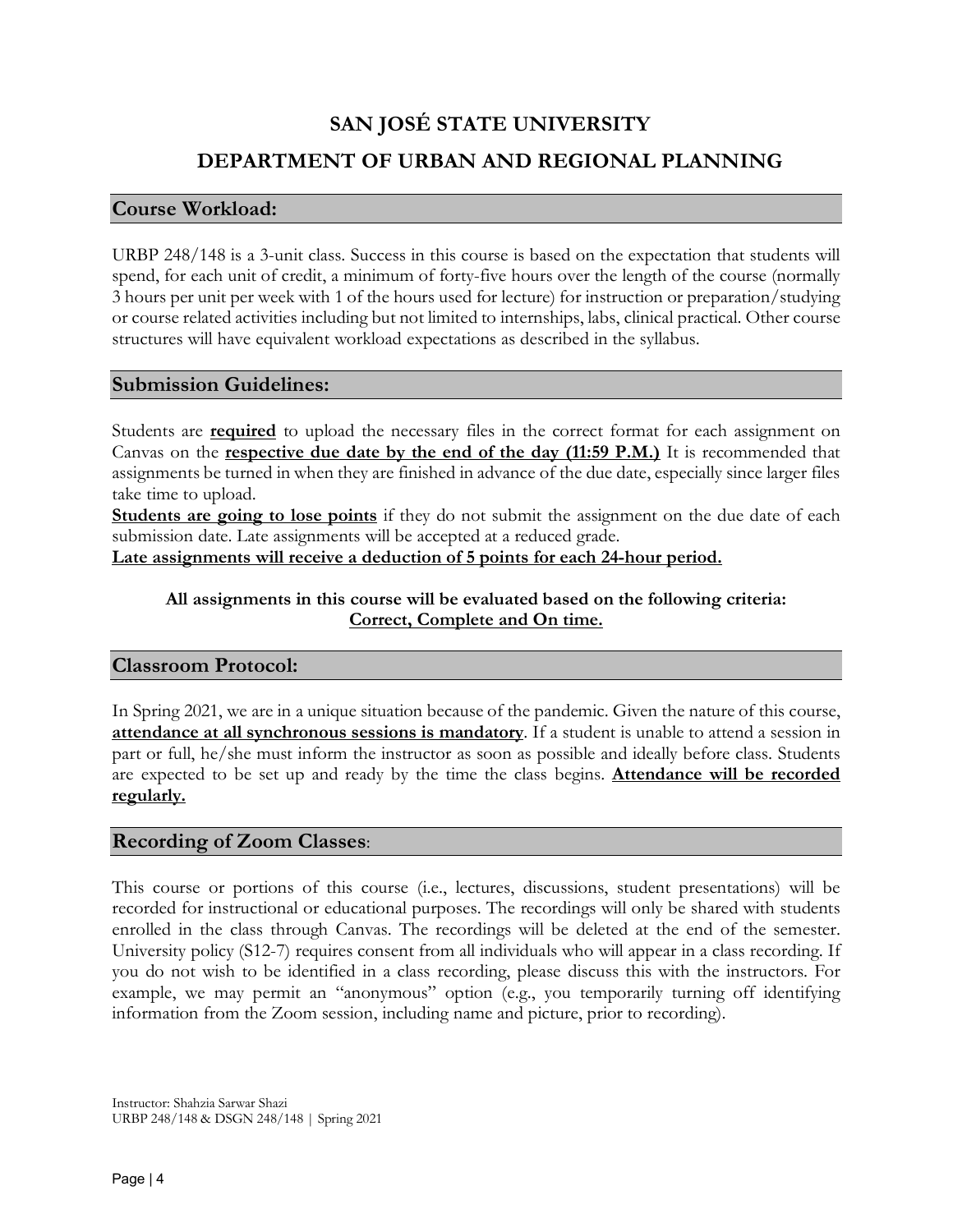# SAN JOSÉ STATE UNIVERSITY

# DEPARTMENT OF URBAN AND REGIONAL PLANNING

## Course Workload:

URBP 248/148 is a 3-unit class. Success in this course is based on the expectation that students will spend, for each unit of credit, a minimum of forty-five hours over the length of the course (normally 3 hours per unit per week with 1 of the hours used for lecture) for instruction or preparation/studying or course related activities including but not limited to internships, labs, clinical practical. Other course structures will have equivalent workload expectations as described in the syllabus.

## Submission Guidelines:

Students are **required** to upload the necessary files in the correct format for each assignment on Canvas on the **respective due date by the end of the day (11:59 P.M.)** It is recommended that assignments be turned in when they are finished in advance of the due date, especially since larger files take time to upload.

**Students are going to lose points** if they do not submit the assignment on the due date of each submission date. Late assignments will be accepted at a reduced grade.

**Late assignments will receive a deduction of 5 points for each 24-hour period.**

**All assignments in this course will be evaluated based on the following criteria: Correct, Complete and On time.**

## Classroom Protocol:

In Spring 2021, we are in a unique situation because of the pandemic. Given the nature of this course, **attendance at all synchronous sessions is mandatory**. If a student is unable to attend a session in part or full, he/she must inform the instructor as soon as possible and ideally before class. Students are expected to be set up and ready by the time the class begins. **Attendance will be recorded regularly.**

## Recording of Zoom Classes:

This course or portions of this course (i.e., lectures, discussions, student presentations) will be recorded for instructional or educational purposes. The recordings will only be shared with students enrolled in the class through Canvas. The recordings will be deleted at the end of the semester. University policy (S12-7) requires consent from all individuals who will appear in a class recording. If you do not wish to be identified in a class recording, please discuss this with the instructors. For example, we may permit an "anonymous" option (e.g., you temporarily turning off identifying information from the Zoom session, including name and picture, prior to recording).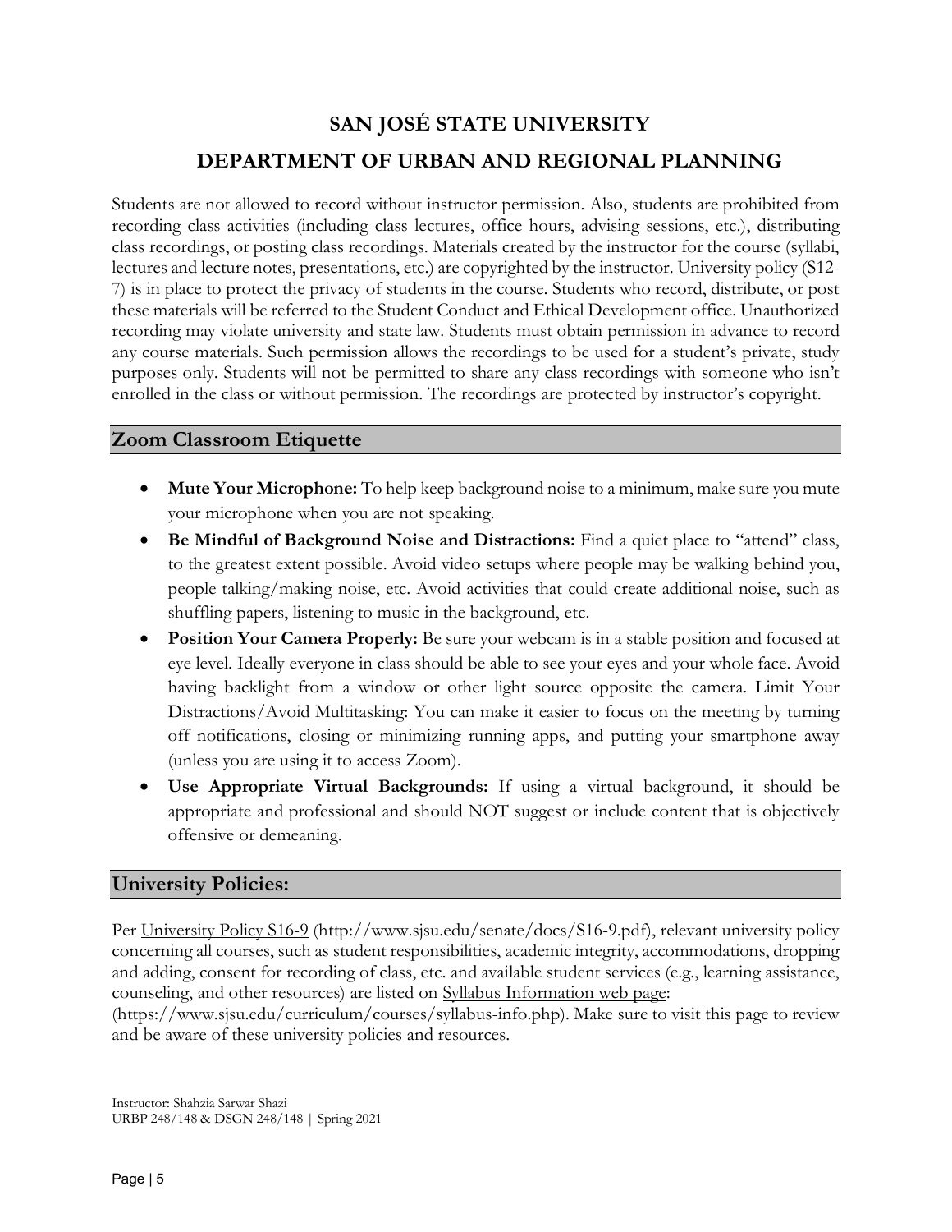Students are not allowed to record without instructor permission. Also, students are prohibited from recording class activities (including class lectures, office hours, advising sessions, etc.), distributing class recordings, or posting class recordings. Materials created by the instructor for the course (syllabi, lectures and lecture notes, presentations, etc.) are copyrighted by the instructor. University policy (S12-7) is in place to protect the privacy of students in the course. Students who record, distribute, or post these materials will be referred to the Student Conduct and Ethical Development office. Unauthorized recording may violate university and state law. Students must obtain permission in advance to record any course materials. Such permission allows the recordings to be used for a student's private, study purposes only. Students will not be permitted to share any class recordings with someone who isn't enrolled in the class or without permission. The recordings are protected by instructor's copyright.

## Zoom Classroom Etiquette

- **Mute Your Microphone:** To help keep background noise to a minimum, make sure you mute your microphone when you are not speaking.
- **Be Mindful of Background Noise and Distractions:** Find a quiet place to "attend" class, to the greatest extent possible. Avoid video setups where people may be walking behind you, people talking/making noise, etc. Avoid activities that could create additional noise, such as shuffling papers, listening to music in the background, etc.
- **Position Your Camera Properly:** Be sure your webcam is in a stable position and focused at eye level. Ideally everyone in class should be able to see your eyes and your whole face. Avoid having backlight from a window or other light source opposite the camera. Limit Your Distractions/Avoid Multitasking: You can make it easier to focus on the meeting by turning off notifications, closing or minimizing running apps, and putting your smartphone away (unless you are using it to access Zoom).
- **Use Appropriate Virtual Backgrounds:** If using a virtual background, it should be appropriate and professional and should NOT suggest or include content that is objectively offensive or demeaning.

## University Policies:

Per University Policy S16-9 (http://www.sjsu.edu/senate/docs/S16-9.pdf), relevant university policy concerning all courses, such as student responsibilities, academic integrity, accommodations, dropping and adding, consent for recording of class, etc. and available student services (e.g., learning assistance, counseling, and other resources) are listed on Syllabus Information web page: (https://www.sjsu.edu/curriculum/courses/syllabus-info.php). Make sure to visit this page to review and be aware of these university policies and resources.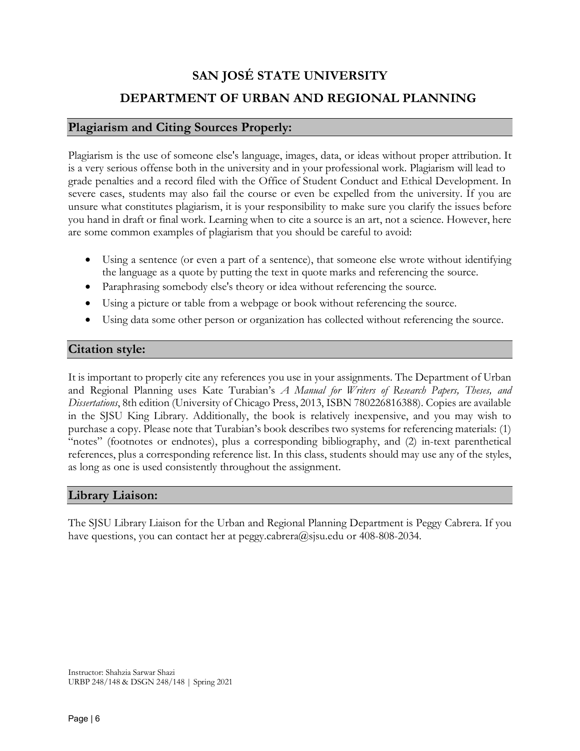# SAN JOSÉ STATE UNIVERSITY

# DEPARTMENT OF URBAN AND REGIONAL PLANNING

## Plagiarism and Citing Sources Properly:

Plagiarism is the use of someone else's language, images, data, or ideas without proper attribution. It is a very serious offense both in the university and in your professional work. Plagiarism will lead to grade penalties and a record filed with the Office of Student Conduct and Ethical Development. In severe cases, students may also fail the course or even be expelled from the university. If you are unsure what constitutes plagiarism, it is your responsibility to make sure you clarify the issues before you hand in draft or final work. Learning when to cite a source is an art, not a science. However, here are some common examples of plagiarism that you should be careful to avoid:

- Using a sentence (or even a part of a sentence), that someone else wrote without identifying the language as a quote by putting the text in quote marks and referencing the source.
- Paraphrasing somebody else's theory or idea without referencing the source.
- Using a picture or table from a webpage or book without referencing the source.
- Using data some other person or organization has collected without referencing the source.

## Citation style:

It is important to properly cite any references you use in your assignments. The Department of Urban and Regional Planning uses Kate Turabian's *A Manual for Writers of Research Papers, Theses, and Dissertations*, 8th edition (University of Chicago Press, 2013, ISBN 780226816388). Copies are available in the SJSU King Library. Additionally, the book is relatively inexpensive, and you may wish to purchase a copy. Please note that Turabian's book describes two systems for referencing materials: (1) "notes" (footnotes or endnotes), plus a corresponding bibliography, and (2) in-text parenthetical references, plus a corresponding reference list. In this class, students should may use any of the styles, as long as one is used consistently throughout the assignment.

## Library Liaison:

The SJSU Library Liaison for the Urban and Regional Planning Department is Peggy Cabrera. If you have questions, you can contact her at peggy.cabrera@sjsu.edu or 408-808-2034.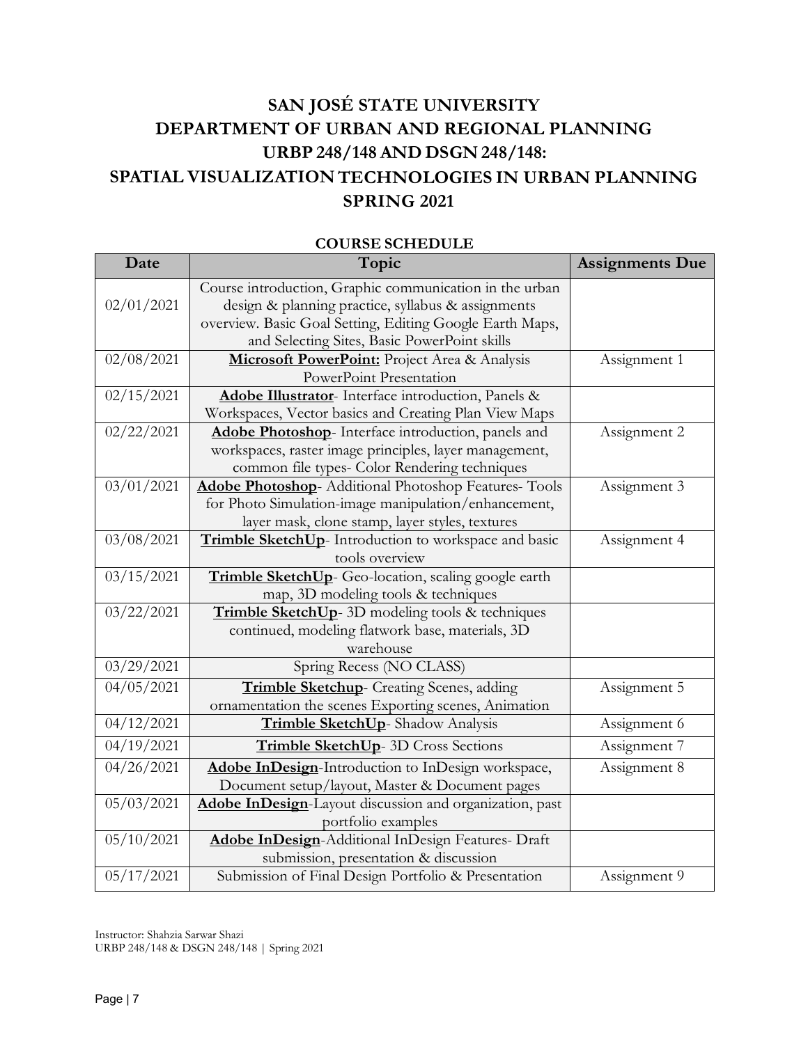# SAN JOSÉ STATE UNIVERSITY
# DEPARTMENT OF URBAN AND REGIONAL PLANNING
# URBP 248/148 AND DSGN 248/148:
# SPATIAL VISUALIZATION TECHNOLOGIES IN URBAN PLANNING
# SPRING 2021

## COURSE SCHEDULE

| Date | Topic | Assignments Due |
|---|---|---|
| 02/01/2021 | Course introduction, Graphic communication in the urban design & planning practice, syllabus & assignments overview. Basic Goal Setting, Editing Google Earth Maps, and Selecting Sites, Basic PowerPoint skills | |
| 02/08/2021 | **Microsoft PowerPoint:** Project Area & Analysis PowerPoint Presentation | Assignment 1 |
| 02/15/2021 | **Adobe Illustrator**- Interface introduction, Panels & Workspaces, Vector basics and Creating Plan View Maps | |
| 02/22/2021 | **Adobe Photoshop**- Interface introduction, panels and workspaces, raster image principles, layer management, common file types- Color Rendering techniques | Assignment 2 |
| 03/01/2021 | **Adobe Photoshop**- Additional Photoshop Features- Tools for Photo Simulation-image manipulation/enhancement, layer mask, clone stamp, layer styles, textures | Assignment 3 |
| 03/08/2021 | **Trimble SketchUp**- Introduction to workspace and basic tools overview | Assignment 4 |
| 03/15/2021 | **Trimble SketchUp**- Geo-location, scaling google earth map, 3D modeling tools & techniques | |
| 03/22/2021 | **Trimble SketchUp**- 3D modeling tools & techniques continued, modeling flatwork base, materials, 3D warehouse | |
| 03/29/2021 | Spring Recess (NO CLASS) | |
| 04/05/2021 | **Trimble Sketchup**- Creating Scenes, adding ornamentation the scenes Exporting scenes, Animation | Assignment 5 |
| 04/12/2021 | **Trimble SketchUp**- Shadow Analysis | Assignment 6 |
| 04/19/2021 | **Trimble SketchUp**- 3D Cross Sections | Assignment 7 |
| 04/26/2021 | **Adobe InDesign**-Introduction to InDesign workspace, Document setup/layout, Master & Document pages | Assignment 8 |
| 05/03/2021 | **Adobe InDesign**-Layout discussion and organization, past portfolio examples | |
| 05/10/2021 | **Adobe InDesign**-Additional InDesign Features- Draft submission, presentation & discussion | |
| 05/17/2021 | Submission of Final Design Portfolio & Presentation | Assignment 9 |

Instructor: Shahzia Sarwar Shazi
URBP 248/148 & DSGN 248/148 | Spring 2021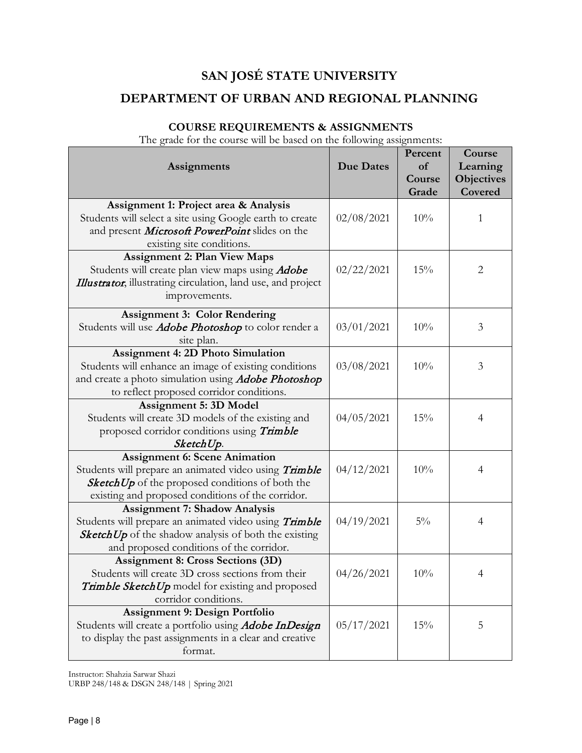# SAN JOSÉ STATE UNIVERSITY

# DEPARTMENT OF URBAN AND REGIONAL PLANNING

### COURSE REQUIREMENTS & ASSIGNMENTS

The grade for the course will be based on the following assignments:

| Assignments | Due Dates | Percent of Course Grade | Course Learning Objectives Covered |
|---|---|---|---|
| **Assignment 1: Project area & Analysis** Students will select a site using Google earth to create and present ***Microsoft PowerPoint*** slides on the existing site conditions. | 02/08/2021 | 10% | 1 |
| **Assignment 2: Plan View Maps** Students will create plan view maps using ***Adobe Illustrator***, illustrating circulation, land use, and project improvements. | 02/22/2021 | 15% | 2 |
| **Assignment 3: Color Rendering** Students will use ***Adobe Photoshop*** to color render a site plan. | 03/01/2021 | 10% | 3 |
| **Assignment 4: 2D Photo Simulation** Students will enhance an image of existing conditions and create a photo simulation using ***Adobe Photoshop*** to reflect proposed corridor conditions. | 03/08/2021 | 10% | 3 |
| **Assignment 5: 3D Model** Students will create 3D models of the existing and proposed corridor conditions using ***Trimble SketchUp***. | 04/05/2021 | 15% | 4 |
| **Assignment 6: Scene Animation** Students will prepare an animated video using ***Trimble SketchUp*** of the proposed conditions of both the existing and proposed conditions of the corridor. | 04/12/2021 | 10% | 4 |
| **Assignment 7: Shadow Analysis** Students will prepare an animated video using ***Trimble SketchUp*** of the shadow analysis of both the existing and proposed conditions of the corridor. | 04/19/2021 | 5% | 4 |
| **Assignment 8: Cross Sections (3D)** Students will create 3D cross sections from their ***Trimble SketchUp*** model for existing and proposed corridor conditions. | 04/26/2021 | 10% | 4 |
| **Assignment 9: Design Portfolio** Students will create a portfolio using ***Adobe InDesign*** to display the past assignments in a clear and creative format. | 05/17/2021 | 15% | 5 |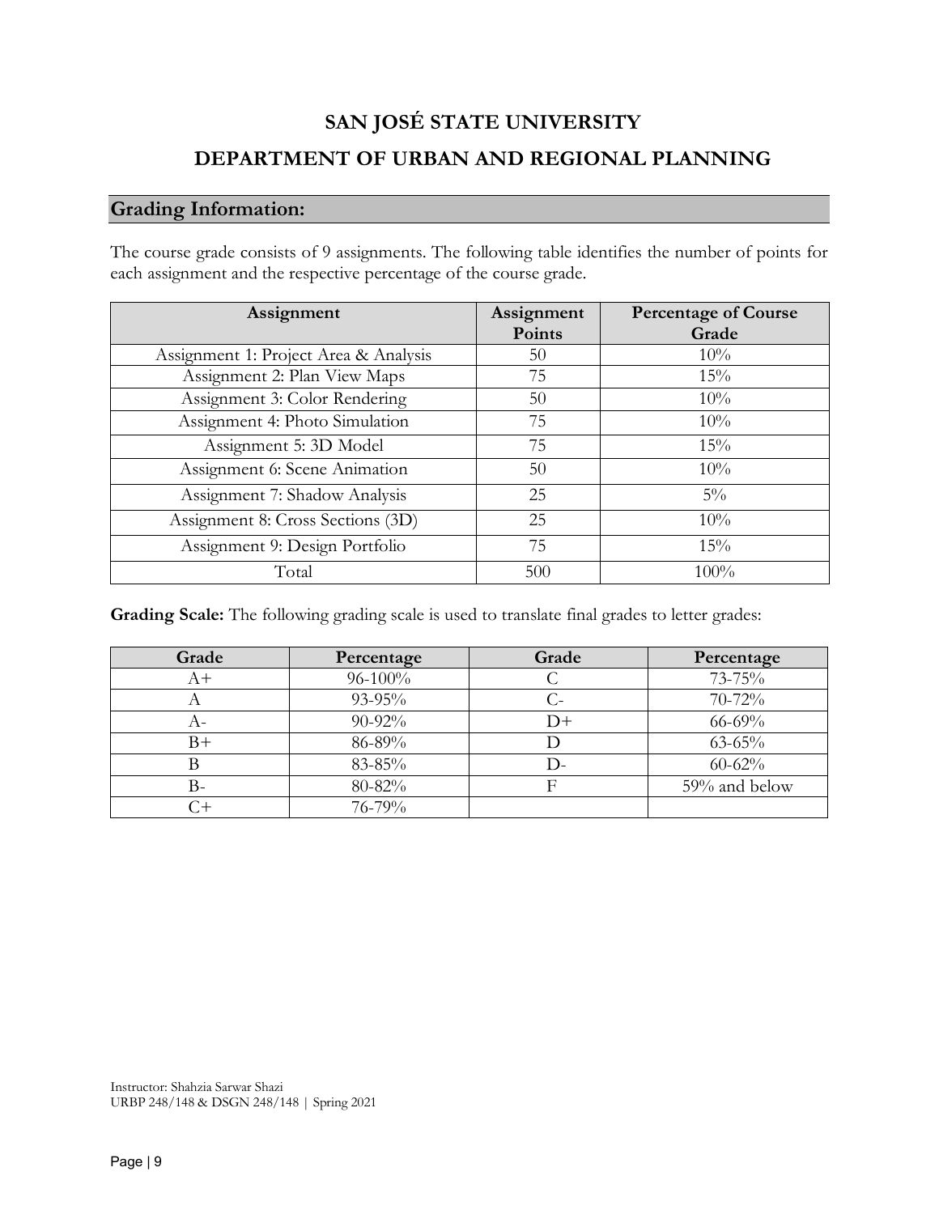# SAN JOSÉ STATE UNIVERSITY

## DEPARTMENT OF URBAN AND REGIONAL PLANNING

## Grading Information:

The course grade consists of 9 assignments. The following table identifies the number of points for each assignment and the respective percentage of the course grade.

| Assignment | Assignment Points | Percentage of Course Grade |
|---|---|---|
| Assignment 1: Project Area & Analysis | 50 | 10% |
| Assignment 2: Plan View Maps | 75 | 15% |
| Assignment 3: Color Rendering | 50 | 10% |
| Assignment 4: Photo Simulation | 75 | 10% |
| Assignment 5: 3D Model | 75 | 15% |
| Assignment 6: Scene Animation | 50 | 10% |
| Assignment 7: Shadow Analysis | 25 | 5% |
| Assignment 8: Cross Sections (3D) | 25 | 10% |
| Assignment 9: Design Portfolio | 75 | 15% |
| Total | 500 | 100% |

**Grading Scale:** The following grading scale is used to translate final grades to letter grades:

| Grade | Percentage | Grade | Percentage |
|---|---|---|---|
| A+ | 96-100% | C | 73-75% |
| A | 93-95% | C- | 70-72% |
| A- | 90-92% | D+ | 66-69% |
| B+ | 86-89% | D | 63-65% |
| B | 83-85% | D- | 60-62% |
| B- | 80-82% | F | 59% and below |
| C+ | 76-79% | | |

Instructor: Shahzia Sarwar Shazi
URBP 248/148 & DSGN 248/148 | Spring 2021